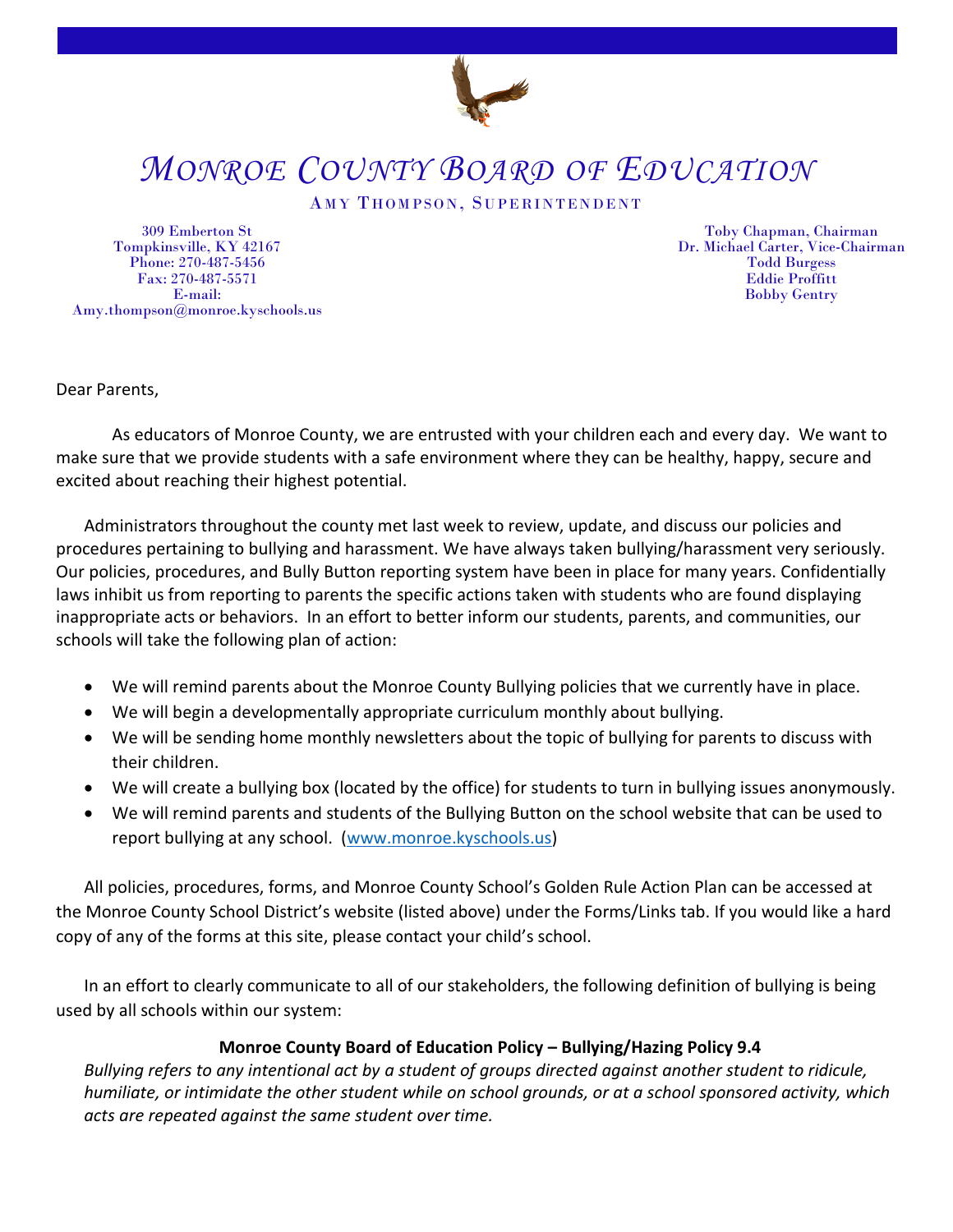# *MONROE COUNTY BOARD OF EDUCATION*

AMY THOMPSON, SUPERINTENDENT

309 Emberton St
Tompkinsville, KY 42167
Phone: 270-487-5456
Fax: 270-487-5571
E-mail:
Amy.thompson@monroe.kyschools.us

Toby Chapman, Chairman
Dr. Michael Carter, Vice-Chairman
Todd Burgess
Eddie Proffitt
Bobby Gentry

Dear Parents,

As educators of Monroe County, we are entrusted with your children each and every day. We want to make sure that we provide students with a safe environment where they can be healthy, happy, secure and excited about reaching their highest potential.

Administrators throughout the county met last week to review, update, and discuss our policies and procedures pertaining to bullying and harassment. We have always taken bullying/harassment very seriously. Our policies, procedures, and Bully Button reporting system have been in place for many years. Confidentially laws inhibit us from reporting to parents the specific actions taken with students who are found displaying inappropriate acts or behaviors. In an effort to better inform our students, parents, and communities, our schools will take the following plan of action:

- We will remind parents about the Monroe County Bullying policies that we currently have in place.
- We will begin a developmentally appropriate curriculum monthly about bullying.
- We will be sending home monthly newsletters about the topic of bullying for parents to discuss with their children.
- We will create a bullying box (located by the office) for students to turn in bullying issues anonymously.
- We will remind parents and students of the Bullying Button on the school website that can be used to report bullying at any school. ([www.monroe.kyschools.us](www.monroe.kyschools.us))

All policies, procedures, forms, and Monroe County School's Golden Rule Action Plan can be accessed at the Monroe County School District's website (listed above) under the Forms/Links tab. If you would like a hard copy of any of the forms at this site, please contact your child's school.

In an effort to clearly communicate to all of our stakeholders, the following definition of bullying is being used by all schools within our system:

**Monroe County Board of Education Policy – Bullying/Hazing Policy 9.4**

*Bullying refers to any intentional act by a student of groups directed against another student to ridicule, humiliate, or intimidate the other student while on school grounds, or at a school sponsored activity, which acts are repeated against the same student over time.*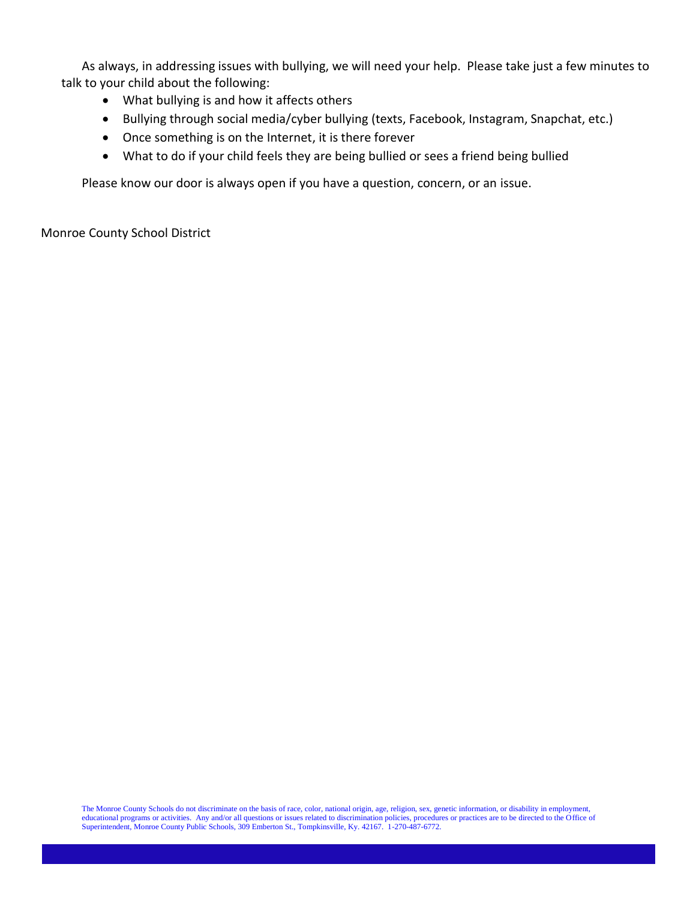As always, in addressing issues with bullying, we will need your help. Please take just a few minutes to talk to your child about the following:

- What bullying is and how it affects others
- Bullying through social media/cyber bullying (texts, Facebook, Instagram, Snapchat, etc.)
- Once something is on the Internet, it is there forever
- What to do if your child feels they are being bullied or sees a friend being bullied

Please know our door is always open if you have a question, concern, or an issue.

Monroe County School District

The Monroe County Schools do not discriminate on the basis of race, color, national origin, age, religion, sex, genetic information, or disability in employment, educational programs or activities. Any and/or all questions or issues related to discrimination policies, procedures or practices are to be directed to the Office of Superintendent, Monroe County Public Schools, 309 Emberton St., Tompkinsville, Ky. 42167. 1-270-487-6772.